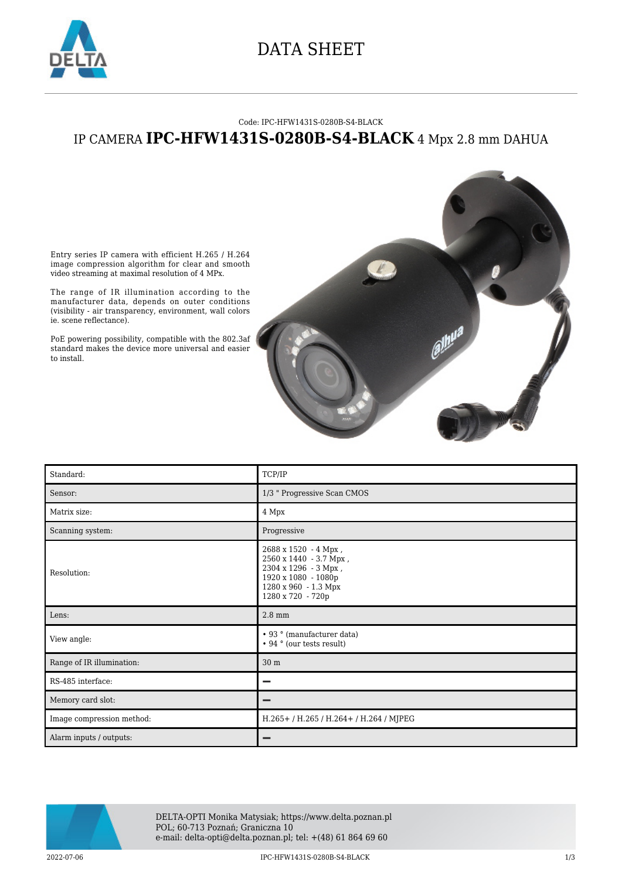# DATA SHEET

Code: IPC-HFW1431S-0280B-S4-BLACK

## IP CAMERA **IPC-HFW1431S-0280B-S4-BLACK** 4 Mpx 2.8 mm DAHUA

Entry series IP camera with efficient H.265 / H.264 image compression algorithm for clear and smooth video streaming at maximal resolution of 4 MPx.

The range of IR illumination according to the manufacturer data, depends on outer conditions (visibility - air transparency, environment, wall colors ie. scene reflectance).

PoE powering possibility, compatible with the 802.3af standard makes the device more universal and easier to install.

| | |
|---|---|
| Standard: | TCP/IP |
| Sensor: | 1/3 " Progressive Scan CMOS |
| Matrix size: | 4 Mpx |
| Scanning system: | Progressive |
| Resolution: | 2688 x 1520 - 4 Mpx ,<br>2560 x 1440 - 3.7 Mpx ,<br>2304 x 1296 - 3 Mpx ,<br>1920 x 1080 - 1080p<br>1280 x 960 - 1.3 Mpx<br>1280 x 720 - 720p |
| Lens: | 2.8 mm |
| View angle: | • 93 ° (manufacturer data)<br>• 94 ° (our tests result) |
| Range of IR illumination: | 30 m |
| RS-485 interface: | – |
| Memory card slot: | – |
| Image compression method: | H.265+ / H.265 / H.264+ / H.264 / MJPEG |
| Alarm inputs / outputs: | – |

DELTA-OPTI Monika Matysiak; https://www.delta.poznan.pl
POL; 60-713 Poznań; Graniczna 10
e-mail: delta-opti@delta.poznan.pl; tel: +(48) 61 864 69 60

2022-07-06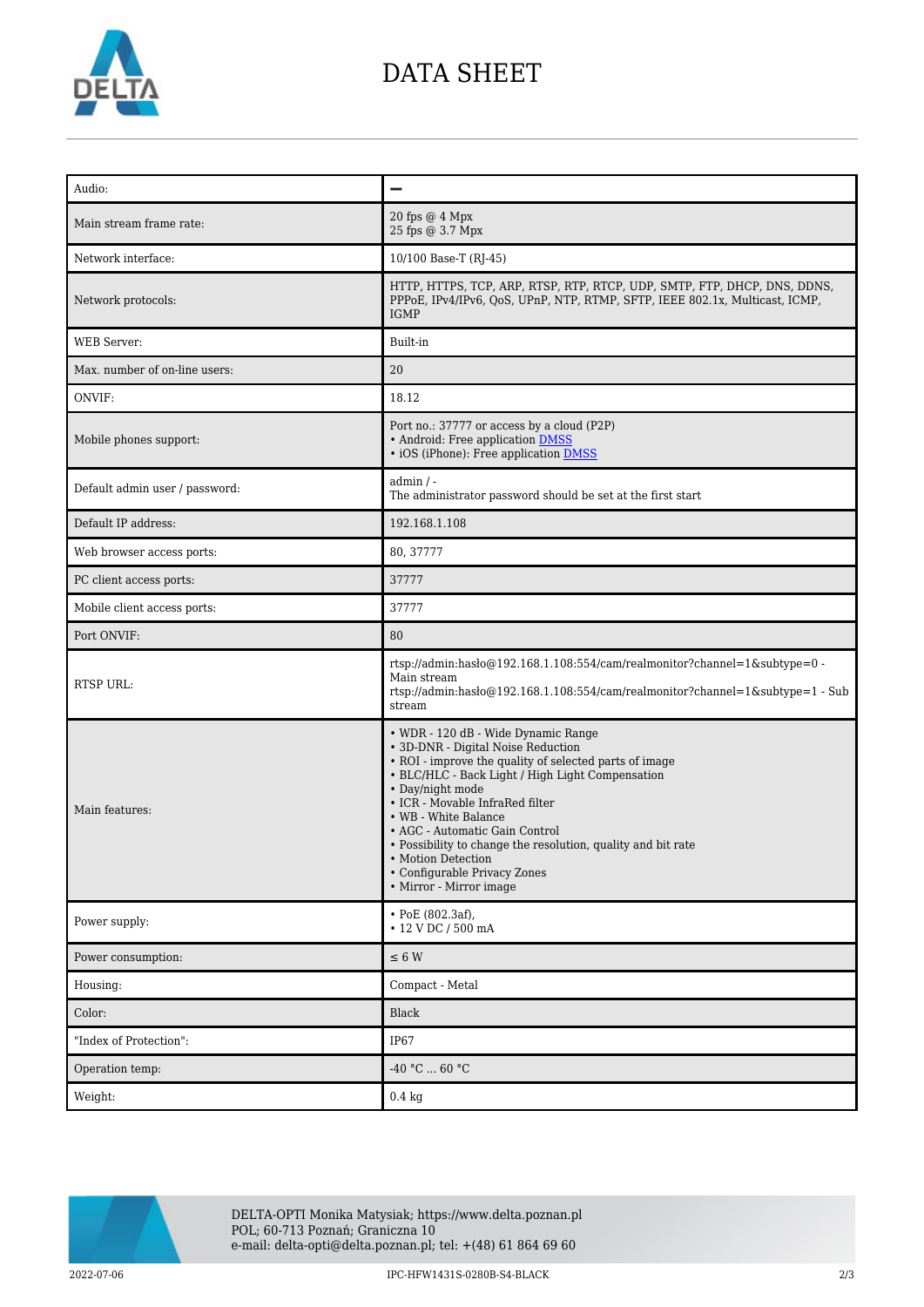# DATA SHEET

| | |
|---|---|
| Audio: | – |
| Main stream frame rate: | 20 fps @ 4 Mpx<br>25 fps @ 3.7 Mpx |
| Network interface: | 10/100 Base-T (RJ-45) |
| Network protocols: | HTTP, HTTPS, TCP, ARP, RTSP, RTP, RTCP, UDP, SMTP, FTP, DHCP, DNS, DDNS, PPPoE, IPv4/IPv6, QoS, UPnP, NTP, RTMP, SFTP, IEEE 802.1x, Multicast, ICMP, IGMP |
| WEB Server: | Built-in |
| Max. number of on-line users: | 20 |
| ONVIF: | 18.12 |
| Mobile phones support: | Port no.: 37777 or access by a cloud (P2P)<br>• Android: Free application DMSS<br>• iOS (iPhone): Free application DMSS |
| Default admin user / password: | admin / -<br>The administrator password should be set at the first start |
| Default IP address: | 192.168.1.108 |
| Web browser access ports: | 80, 37777 |
| PC client access ports: | 37777 |
| Mobile client access ports: | 37777 |
| Port ONVIF: | 80 |
| RTSP URL: | rtsp://admin:hasło@192.168.1.108:554/cam/realmonitor?channel=1&subtype=0 - Main stream<br>rtsp://admin:hasło@192.168.1.108:554/cam/realmonitor?channel=1&subtype=1 - Sub stream |
| Main features: | • WDR - 120 dB - Wide Dynamic Range<br>• 3D-DNR - Digital Noise Reduction<br>• ROI - improve the quality of selected parts of image<br>• BLC/HLC - Back Light / High Light Compensation<br>• Day/night mode<br>• ICR - Movable InfraRed filter<br>• WB - White Balance<br>• AGC - Automatic Gain Control<br>• Possibility to change the resolution, quality and bit rate<br>• Motion Detection<br>• Configurable Privacy Zones<br>• Mirror - Mirror image |
| Power supply: | • PoE (802.3af),<br>• 12 V DC / 500 mA |
| Power consumption: | ≤ 6 W |
| Housing: | Compact - Metal |
| Color: | Black |
| "Index of Protection": | IP67 |
| Operation temp: | -40 °C ... 60 °C |
| Weight: | 0.4 kg |

DELTA-OPTI Monika Matysiak; https://www.delta.poznan.pl
POL; 60-713 Poznań; Graniczna 10
e-mail: delta-opti@delta.poznan.pl; tel: +(48) 61 864 69 60

2022-07-06 IPC-HFW1431S-0280B-S4-BLACK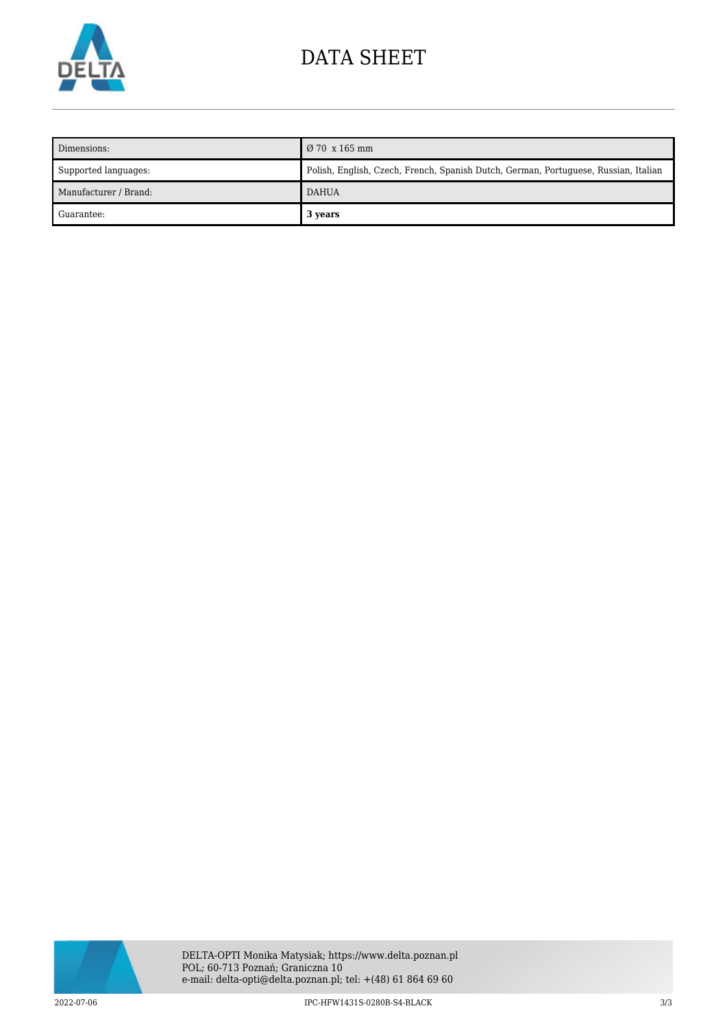# DATA SHEET

| | |
|---|---|
| Dimensions: | Ø 70 x 165 mm |
| Supported languages: | Polish, English, Czech, French, Spanish Dutch, German, Portuguese, Russian, Italian |
| Manufacturer / Brand: | DAHUA |
| Guarantee: | **3 years** |

DELTA-OPTI Monika Matysiak; https://www.delta.poznan.pl
POL; 60-713 Poznań; Graniczna 10
e-mail: delta-opti@delta.poznan.pl; tel: +(48) 61 864 69 60

2022-07-06 IPC-HFW1431S-0280B-S4-BLACK